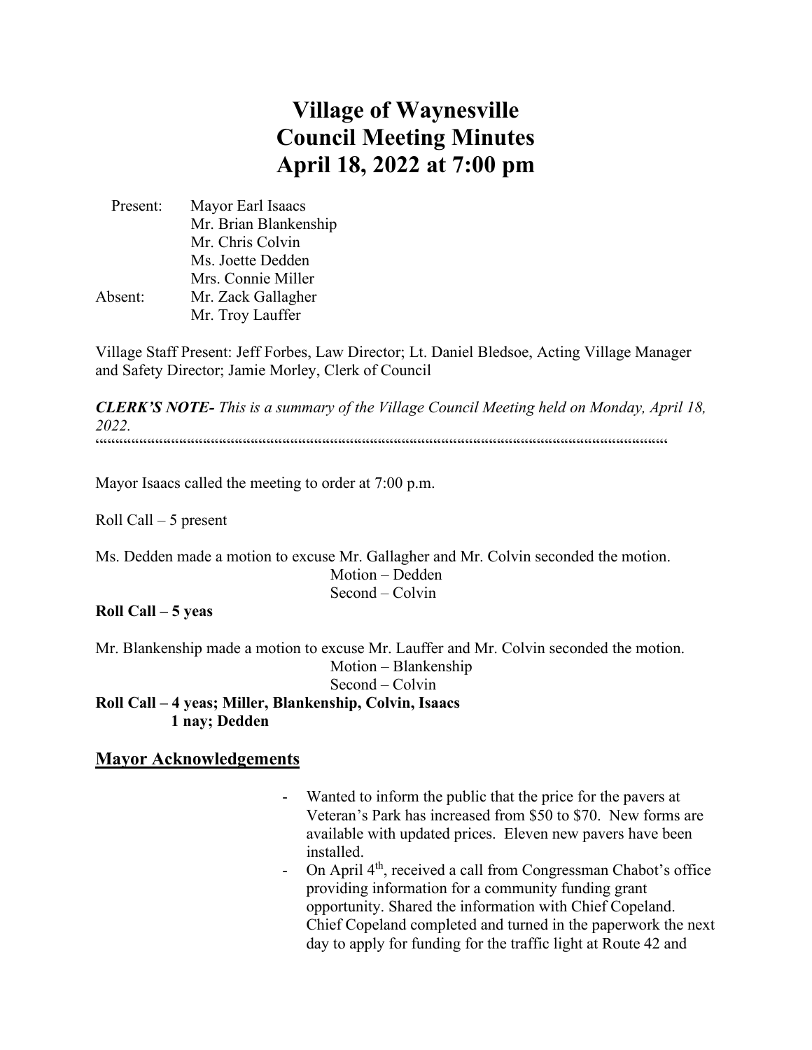# Village of Waynesville Council Meeting Minutes April 18, 2022 at 7:00 pm

Present: Mayor Earl Isaacs
Mr. Brian Blankenship
Mr. Chris Colvin
Ms. Joette Dedden
Mrs. Connie Miller

Absent: Mr. Zack Gallagher
Mr. Troy Lauffer

Village Staff Present: Jeff Forbes, Law Director; Lt. Daniel Bledsoe, Acting Village Manager and Safety Director; Jamie Morley, Clerk of Council

***CLERK'S NOTE-** This is a summary of the Village Council Meeting held on Monday, April 18, 2022.*

""""""""""""""""""""""""""""""""""""""""""""""""""""""""""""""""""""""""""""""""""""""""""""""""""""""""""""""""""""""""

Mayor Isaacs called the meeting to order at 7:00 p.m.

Roll Call – 5 present

Ms. Dedden made a motion to excuse Mr. Gallagher and Mr. Colvin seconded the motion.

Motion – Dedden
Second – Colvin

**Roll Call – 5 yeas**

Mr. Blankenship made a motion to excuse Mr. Lauffer and Mr. Colvin seconded the motion.

Motion – Blankenship
Second – Colvin

**Roll Call – 4 yeas; Miller, Blankenship, Colvin, Isaacs**
**1 nay; Dedden**

## Mayor Acknowledgements

- Wanted to inform the public that the price for the pavers at Veteran's Park has increased from $50 to $70. New forms are available with updated prices. Eleven new pavers have been installed.
- On April 4th, received a call from Congressman Chabot's office providing information for a community funding grant opportunity. Shared the information with Chief Copeland. Chief Copeland completed and turned in the paperwork the next day to apply for funding for the traffic light at Route 42 and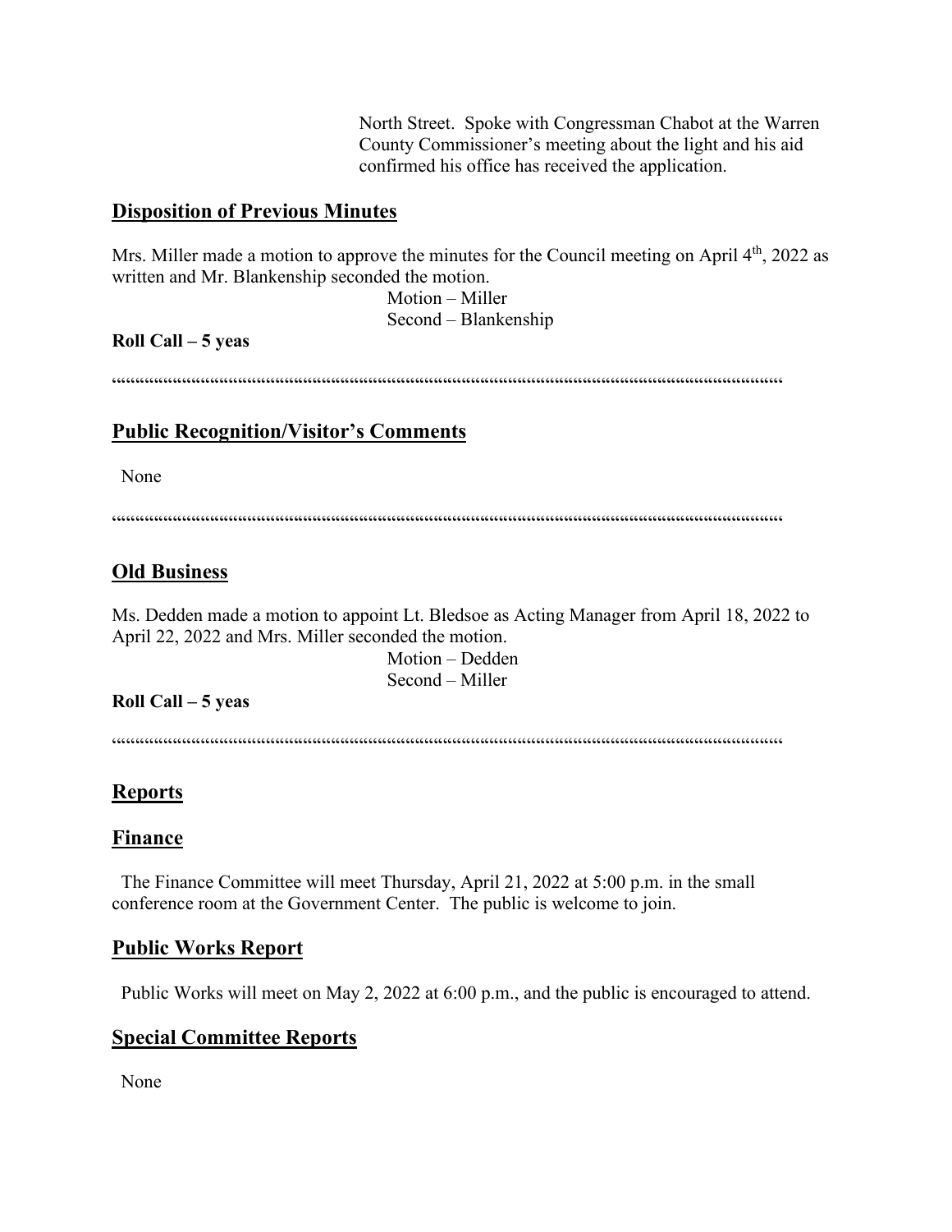North Street. Spoke with Congressman Chabot at the Warren County Commissioner's meeting about the light and his aid confirmed his office has received the application.

## Disposition of Previous Minutes

Mrs. Miller made a motion to approve the minutes for the Council meeting on April 4th, 2022 as written and Mr. Blankenship seconded the motion.

Motion – Miller
Second – Blankenship

**Roll Call – 5 yeas**

""""""""""""""""""""""""""""""""""""""""""""""""""""""""""""""""""""""""""""""""""""""""""""""""""""""""""""""""""""""""""""

## Public Recognition/Visitor's Comments

None

""""""""""""""""""""""""""""""""""""""""""""""""""""""""""""""""""""""""""""""""""""""""""""""""""""""""""""""""""""""""""""

## Old Business

Ms. Dedden made a motion to appoint Lt. Bledsoe as Acting Manager from April 18, 2022 to April 22, 2022 and Mrs. Miller seconded the motion.

Motion – Dedden
Second – Miller

**Roll Call – 5 yeas**

""""""""""""""""""""""""""""""""""""""""""""""""""""""""""""""""""""""""""""""""""""""""""""""""""""""""""""""""""""""""""""

## Reports

## Finance

The Finance Committee will meet Thursday, April 21, 2022 at 5:00 p.m. in the small conference room at the Government Center. The public is welcome to join.

## Public Works Report

Public Works will meet on May 2, 2022 at 6:00 p.m., and the public is encouraged to attend.

## Special Committee Reports

None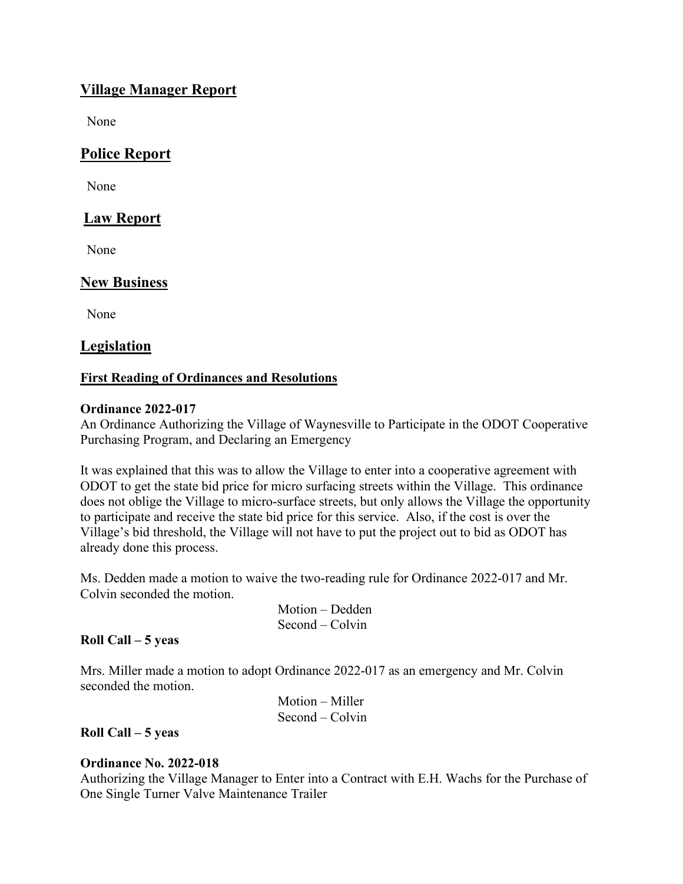## Village Manager Report

None

## Police Report

None

## Law Report

None

## New Business

None

## Legislation

### First Reading of Ordinances and Resolutions

**Ordinance 2022-017**
An Ordinance Authorizing the Village of Waynesville to Participate in the ODOT Cooperative Purchasing Program, and Declaring an Emergency

It was explained that this was to allow the Village to enter into a cooperative agreement with ODOT to get the state bid price for micro surfacing streets within the Village. This ordinance does not oblige the Village to micro-surface streets, but only allows the Village the opportunity to participate and receive the state bid price for this service. Also, if the cost is over the Village's bid threshold, the Village will not have to put the project out to bid as ODOT has already done this process.

Ms. Dedden made a motion to waive the two-reading rule for Ordinance 2022-017 and Mr. Colvin seconded the motion.

Motion – Dedden
Second – Colvin

**Roll Call – 5 yeas**

Mrs. Miller made a motion to adopt Ordinance 2022-017 as an emergency and Mr. Colvin seconded the motion.

Motion – Miller
Second – Colvin

**Roll Call – 5 yeas**

**Ordinance No. 2022-018**
Authorizing the Village Manager to Enter into a Contract with E.H. Wachs for the Purchase of One Single Turner Valve Maintenance Trailer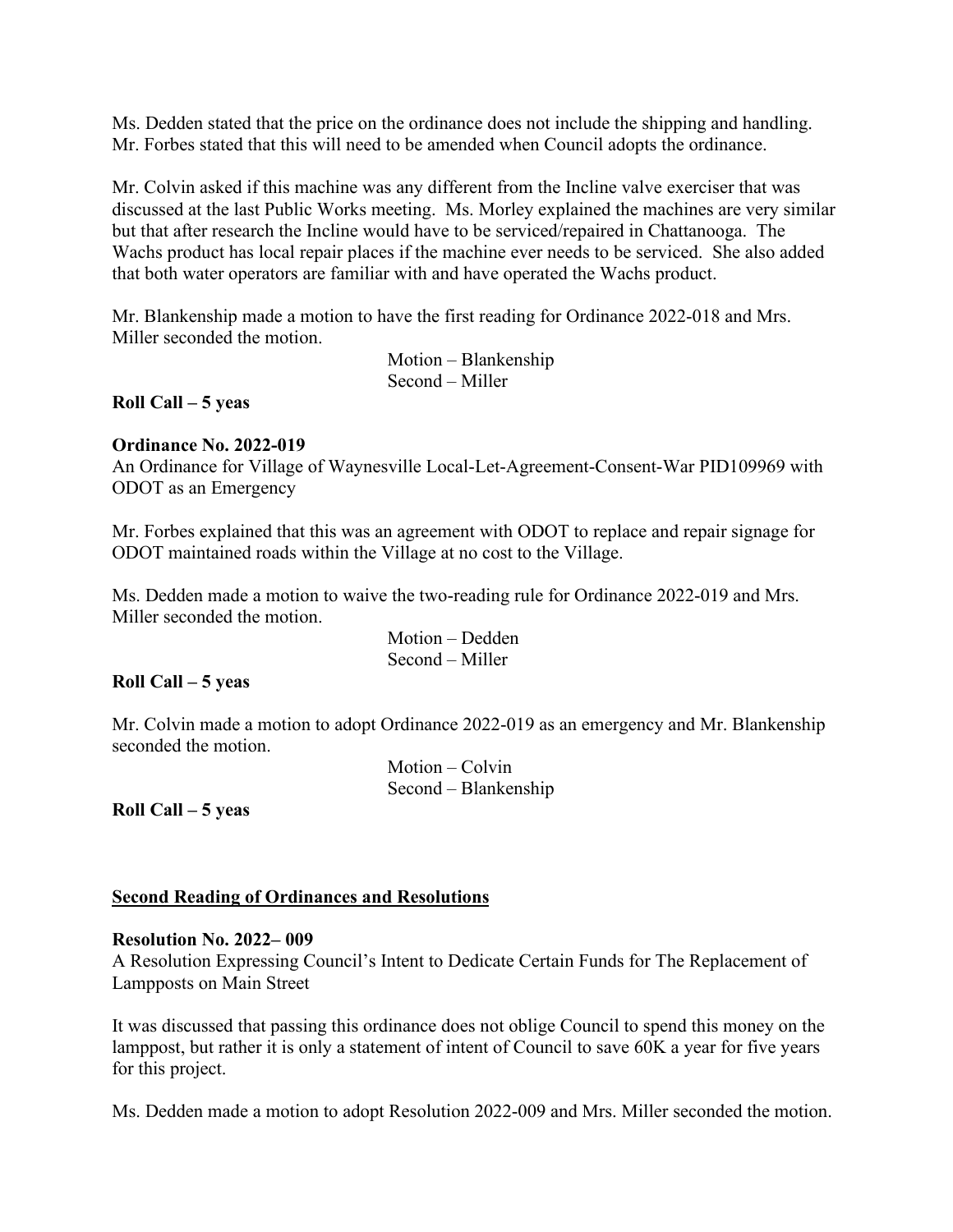Ms. Dedden stated that the price on the ordinance does not include the shipping and handling. Mr. Forbes stated that this will need to be amended when Council adopts the ordinance.

Mr. Colvin asked if this machine was any different from the Incline valve exerciser that was discussed at the last Public Works meeting. Ms. Morley explained the machines are very similar but that after research the Incline would have to be serviced/repaired in Chattanooga. The Wachs product has local repair places if the machine ever needs to be serviced. She also added that both water operators are familiar with and have operated the Wachs product.

Mr. Blankenship made a motion to have the first reading for Ordinance 2022-018 and Mrs. Miller seconded the motion.

Motion – Blankenship
Second – Miller

**Roll Call – 5 yeas**

**Ordinance No. 2022-019**
An Ordinance for Village of Waynesville Local-Let-Agreement-Consent-War PID109969 with ODOT as an Emergency

Mr. Forbes explained that this was an agreement with ODOT to replace and repair signage for ODOT maintained roads within the Village at no cost to the Village.

Ms. Dedden made a motion to waive the two-reading rule for Ordinance 2022-019 and Mrs. Miller seconded the motion.

Motion – Dedden
Second – Miller

**Roll Call – 5 yeas**

Mr. Colvin made a motion to adopt Ordinance 2022-019 as an emergency and Mr. Blankenship seconded the motion.

Motion – Colvin
Second – Blankenship

**Roll Call – 5 yeas**

**<u>Second Reading of Ordinances and Resolutions</u>**

**Resolution No. 2022– 009**
A Resolution Expressing Council's Intent to Dedicate Certain Funds for The Replacement of Lampposts on Main Street

It was discussed that passing this ordinance does not oblige Council to spend this money on the lamppost, but rather it is only a statement of intent of Council to save 60K a year for five years for this project.

Ms. Dedden made a motion to adopt Resolution 2022-009 and Mrs. Miller seconded the motion.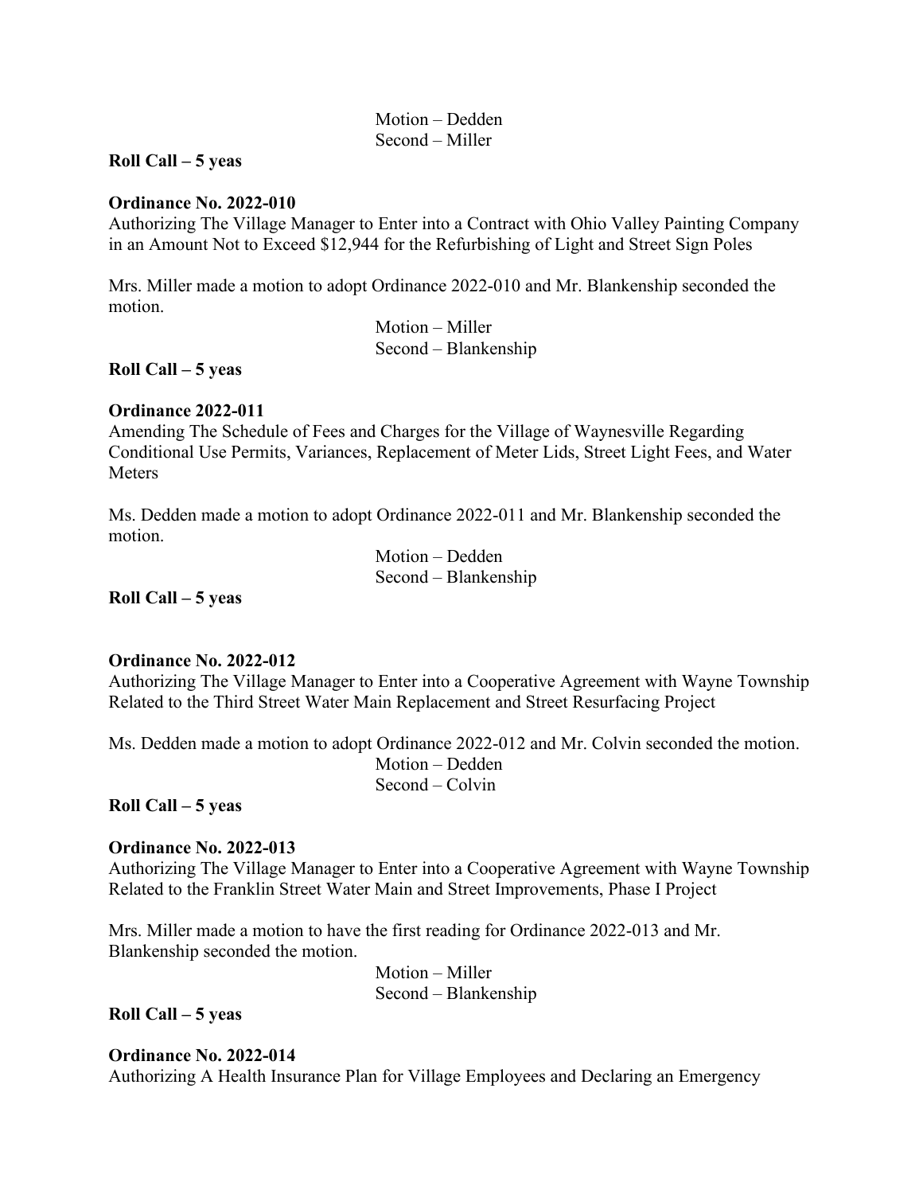Motion – Dedden
Second – Miller

**Roll Call – 5 yeas**

**Ordinance No. 2022-010**
Authorizing The Village Manager to Enter into a Contract with Ohio Valley Painting Company in an Amount Not to Exceed $12,944 for the Refurbishing of Light and Street Sign Poles

Mrs. Miller made a motion to adopt Ordinance 2022-010 and Mr. Blankenship seconded the motion.

Motion – Miller
Second – Blankenship

**Roll Call – 5 yeas**

**Ordinance 2022-011**
Amending The Schedule of Fees and Charges for the Village of Waynesville Regarding Conditional Use Permits, Variances, Replacement of Meter Lids, Street Light Fees, and Water Meters

Ms. Dedden made a motion to adopt Ordinance 2022-011 and Mr. Blankenship seconded the motion.

Motion – Dedden
Second – Blankenship

**Roll Call – 5 yeas**

**Ordinance No. 2022-012**
Authorizing The Village Manager to Enter into a Cooperative Agreement with Wayne Township Related to the Third Street Water Main Replacement and Street Resurfacing Project

Ms. Dedden made a motion to adopt Ordinance 2022-012 and Mr. Colvin seconded the motion.

Motion – Dedden
Second – Colvin

**Roll Call – 5 yeas**

**Ordinance No. 2022-013**
Authorizing The Village Manager to Enter into a Cooperative Agreement with Wayne Township Related to the Franklin Street Water Main and Street Improvements, Phase I Project

Mrs. Miller made a motion to have the first reading for Ordinance 2022-013 and Mr. Blankenship seconded the motion.

Motion – Miller
Second – Blankenship

**Roll Call – 5 yeas**

**Ordinance No. 2022-014**
Authorizing A Health Insurance Plan for Village Employees and Declaring an Emergency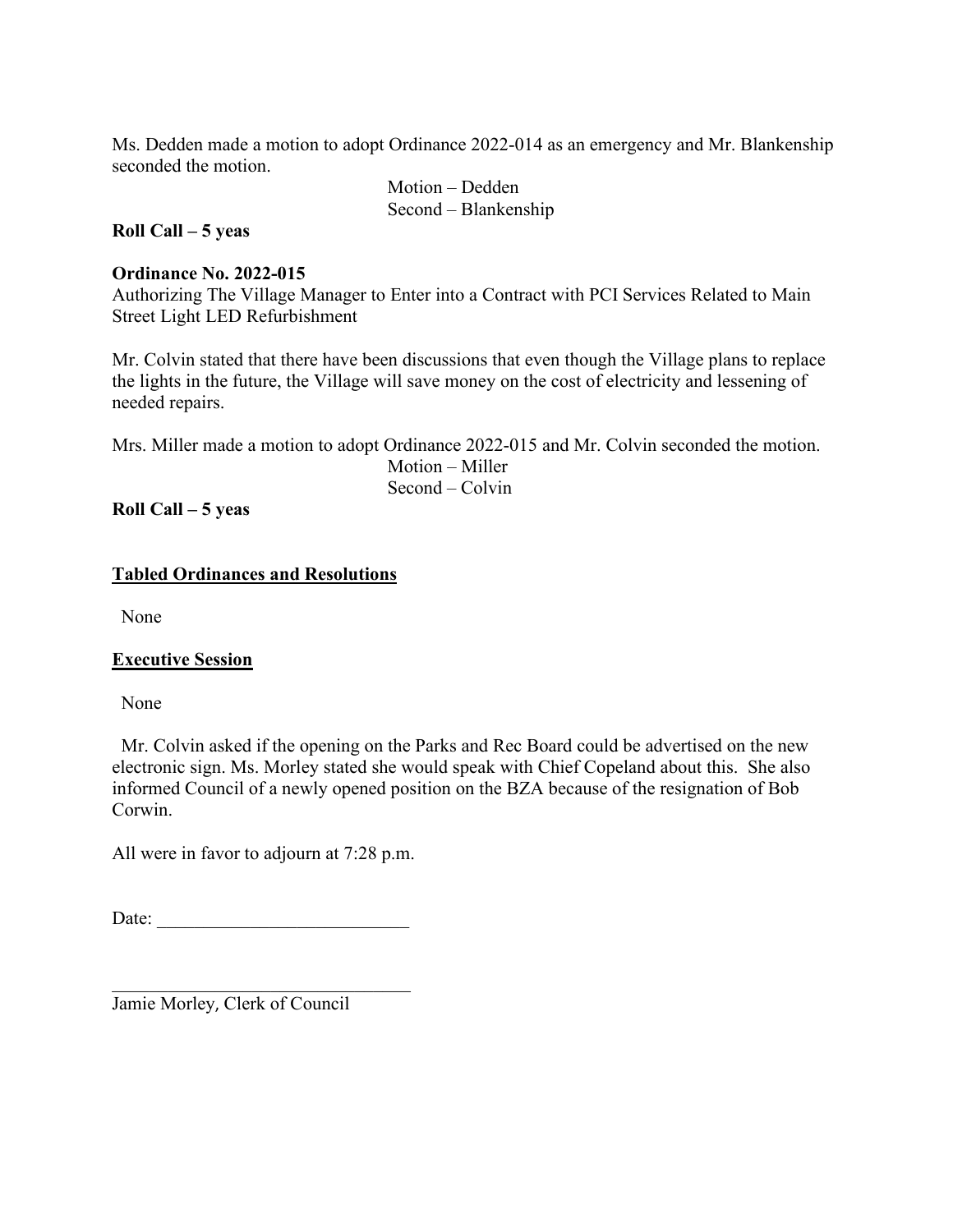Ms. Dedden made a motion to adopt Ordinance 2022-014 as an emergency and Mr. Blankenship seconded the motion.

Motion – Dedden
Second – Blankenship

**Roll Call – 5 yeas**

**Ordinance No. 2022-015**
Authorizing The Village Manager to Enter into a Contract with PCI Services Related to Main Street Light LED Refurbishment

Mr. Colvin stated that there have been discussions that even though the Village plans to replace the lights in the future, the Village will save money on the cost of electricity and lessening of needed repairs.

Mrs. Miller made a motion to adopt Ordinance 2022-015 and Mr. Colvin seconded the motion.

Motion – Miller
Second – Colvin

**Roll Call – 5 yeas**

## Tabled Ordinances and Resolutions

None

## Executive Session

None

Mr. Colvin asked if the opening on the Parks and Rec Board could be advertised on the new electronic sign. Ms. Morley stated she would speak with Chief Copeland about this. She also informed Council of a newly opened position on the BZA because of the resignation of Bob Corwin.

All were in favor to adjourn at 7:28 p.m.

Date: ___________________________

_________________________________
Jamie Morley, Clerk of Council